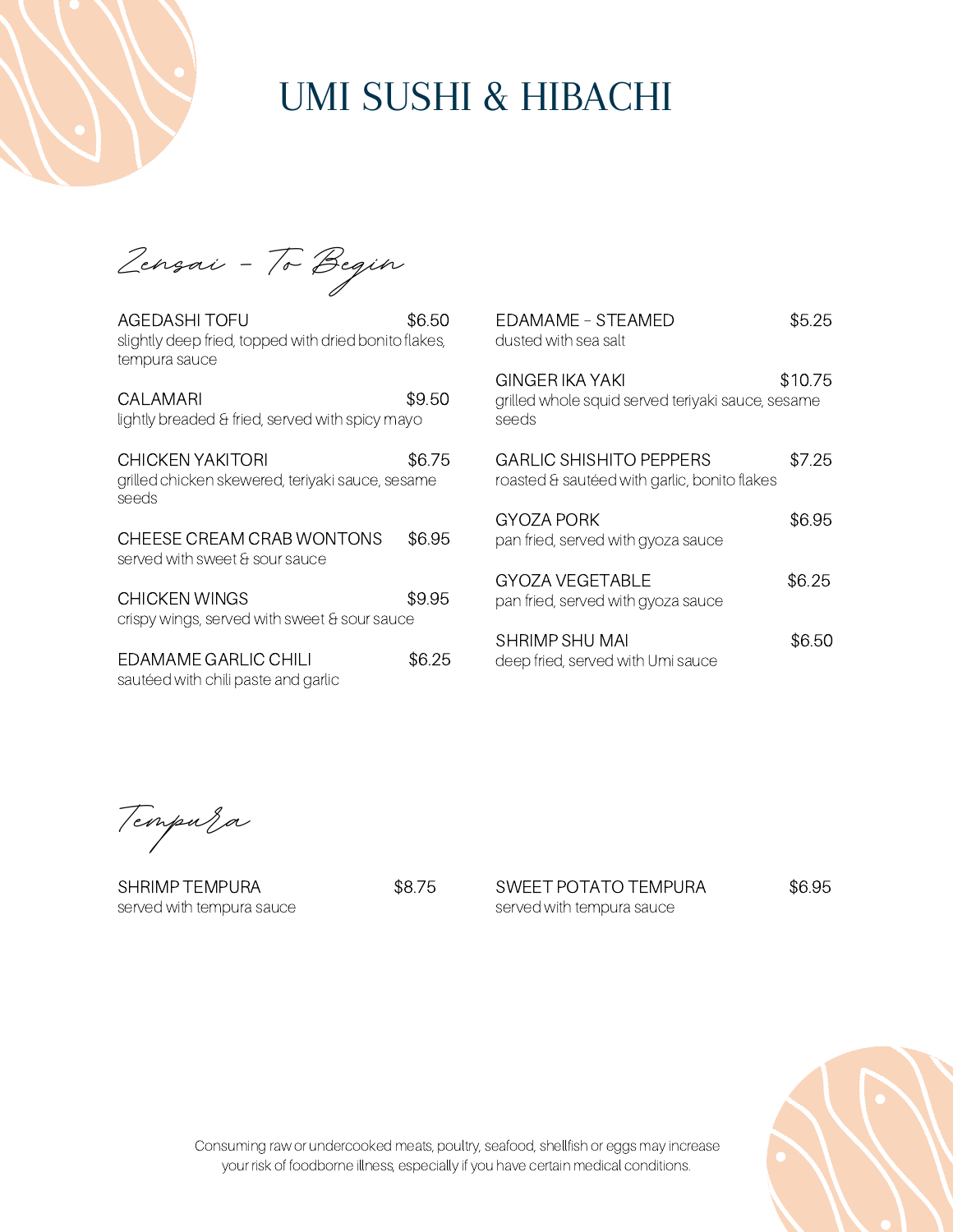# UMI SUSHI & HIBACHI

## Zensai - To Begin

**AGEDASHI TOFU** — $6.50
slightly deep fried, topped with dried bonito flakes, tempura sauce

**CALAMARI** — $9.50
lightly breaded & fried, served with spicy mayo

**CHICKEN YAKITORI** — $6.75
grilled chicken skewered, teriyaki sauce, sesame seeds

**CHEESE CREAM CRAB WONTONS** — $6.95
served with sweet & sour sauce

**CHICKEN WINGS** — $9.95
crispy wings, served with sweet & sour sauce

**EDAMAME GARLIC CHILI** — $6.25
sautéed with chili paste and garlic

**EDAMAME - STEAMED** — $5.25
dusted with sea salt

**GINGER IKA YAKI** — $10.75
grilled whole squid served teriyaki sauce, sesame seeds

**GARLIC SHISHITO PEPPERS** — $7.25
roasted & sautéed with garlic, bonito flakes

**GYOZA PORK** — $6.95
pan fried, served with gyoza sauce

**GYOZA VEGETABLE** — $6.25
pan fried, served with gyoza sauce

**SHRIMP SHU MAI** — $6.50
deep fried, served with Umi sauce

## Tempura

**SHRIMP TEMPURA** — $8.75
served with tempura sauce

**SWEET POTATO TEMPURA** — $6.95
served with tempura sauce

Consuming raw or undercooked meats, poultry, seafood, shellfish or eggs may increase your risk of foodborne illness, especially if you have certain medical conditions.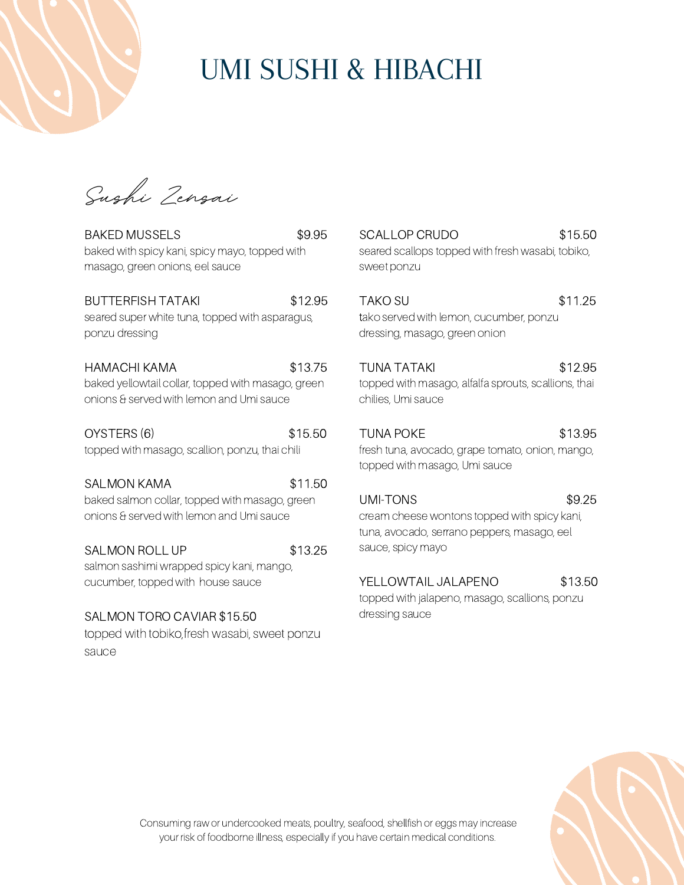# UMI SUSHI & HIBACHI

## Sushi Zensai

**BAKED MUSSELS** $9.95
baked with spicy kani, spicy mayo, topped with masago, green onions, eel sauce

**BUTTERFISH TATAKI** $12.95
seared super white tuna, topped with asparagus, ponzu dressing

**HAMACHI KAMA** $13.75
baked yellowtail collar, topped with masago, green onions & served with lemon and Umi sauce

**OYSTERS (6)** $15.50
topped with masago, scallion, ponzu, thai chili

**SALMON KAMA** $11.50
baked salmon collar, topped with masago, green onions & served with lemon and Umi sauce

**SALMON ROLL UP** $13.25
salmon sashimi wrapped spicy kani, mango, cucumber, topped with house sauce

**SALMON TORO CAVIAR** $15.50
topped with tobiko,fresh wasabi, sweet ponzu sauce

**SCALLOP CRUDO** $15.50
seared scallops topped with fresh wasabi, tobiko, sweet ponzu

**TAKO SU** $11.25
tako served with lemon, cucumber, ponzu dressing, masago, green onion

**TUNA TATAKI** $12.95
topped with masago, alfalfa sprouts, scallions, thai chilies, Umi sauce

**TUNA POKE** $13.95
fresh tuna, avocado, grape tomato, onion, mango, topped with masago, Umi sauce

**UMI-TONS** $9.25
cream cheese wontons topped with spicy kani, tuna, avocado, serrano peppers, masago, eel sauce, spicy mayo

**YELLOWTAIL JALAPENO** $13.50
topped with jalapeno, masago, scallions, ponzu dressing sauce

Consuming raw or undercooked meats, poultry, seafood, shellfish or eggs may increase your risk of foodborne illness, especially if you have certain medical conditions.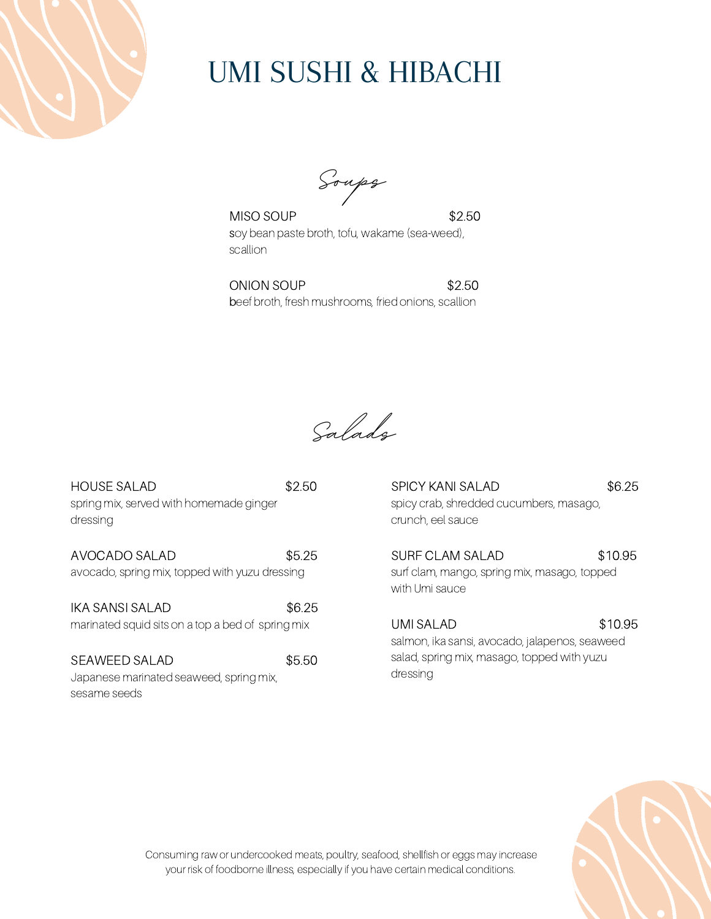# UMI SUSHI & HIBACHI

## *Soups*

MISO SOUP $2.50
soy bean paste broth, tofu, wakame (sea-weed), scallion

ONION SOUP $2.50
beef broth, fresh mushrooms, fried onions, scallion

## *Salads*

HOUSE SALAD $2.50
spring mix, served with homemade ginger dressing

AVOCADO SALAD $5.25
avocado, spring mix, topped with yuzu dressing

IKA SANSI SALAD $6.25
marinated squid sits on a top a bed of spring mix

SEAWEED SALAD $5.50
Japanese marinated seaweed, spring mix, sesame seeds

SPICY KANI SALAD $6.25
spicy crab, shredded cucumbers, masago, crunch, eel sauce

SURF CLAM SALAD $10.95
surf clam, mango, spring mix, masago, topped with Umi sauce

UMI SALAD $10.95
salmon, ika sansi, avocado, jalapenos, seaweed salad, spring mix, masago, topped with yuzu dressing

Consuming raw or undercooked meats, poultry, seafood, shellfish or eggs may increase your risk of foodborne illness, especially if you have certain medical conditions.